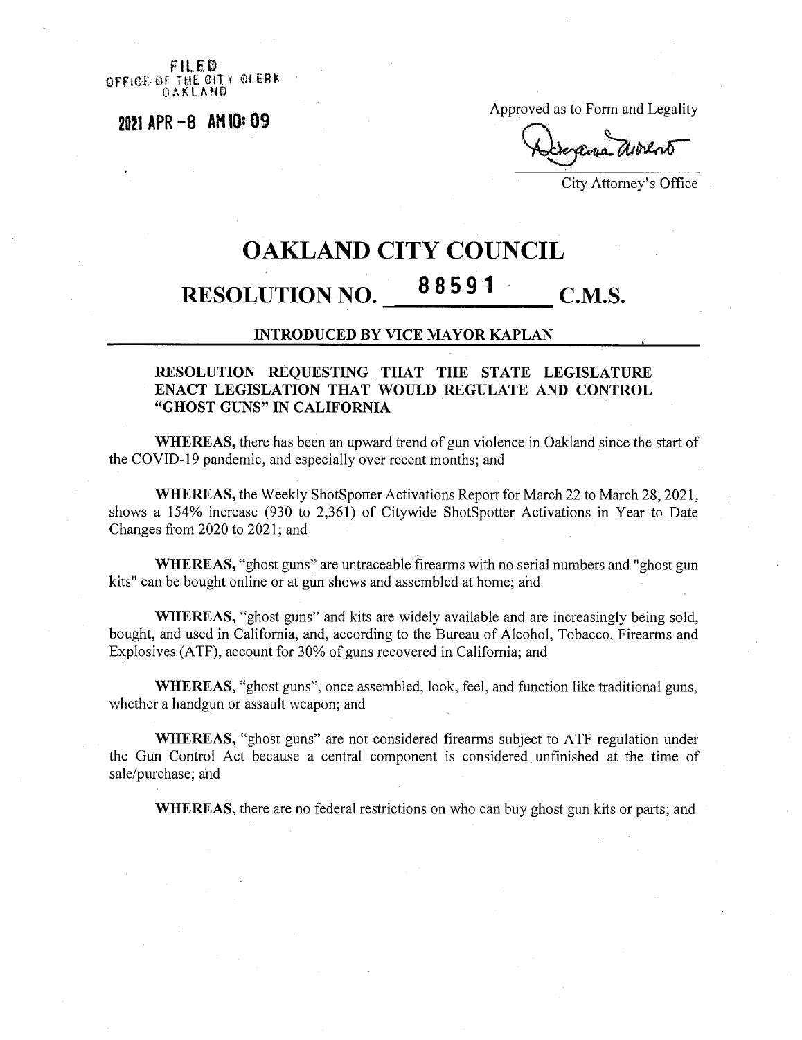FILED
OFFICE OF THE CITY CLERK
OAKLAND

2021 APR -8 AM 10: 09

Approved as to Form and Legality

City Attorney's Office

# OAKLAND CITY COUNCIL

## RESOLUTION NO. 88591 C.M.S.

**INTRODUCED BY VICE MAYOR KAPLAN**

**RESOLUTION REQUESTING THAT THE STATE LEGISLATURE ENACT LEGISLATION THAT WOULD REGULATE AND CONTROL "GHOST GUNS" IN CALIFORNIA**

**WHEREAS,** there has been an upward trend of gun violence in Oakland since the start of the COVID-19 pandemic, and especially over recent months; and

**WHEREAS,** the Weekly ShotSpotter Activations Report for March 22 to March 28, 2021, shows a 154% increase (930 to 2,361) of Citywide ShotSpotter Activations in Year to Date Changes from 2020 to 2021; and

**WHEREAS,** "ghost guns" are untraceable firearms with no serial numbers and "ghost gun kits" can be bought online or at gun shows and assembled at home; and

**WHEREAS,** "ghost guns" and kits are widely available and are increasingly being sold, bought, and used in California, and, according to the Bureau of Alcohol, Tobacco, Firearms and Explosives (ATF), account for 30% of guns recovered in California; and

**WHEREAS,** "ghost guns", once assembled, look, feel, and function like traditional guns, whether a handgun or assault weapon; and

**WHEREAS,** "ghost guns" are not considered firearms subject to ATF regulation under the Gun Control Act because a central component is considered unfinished at the time of sale/purchase; and

**WHEREAS,** there are no federal restrictions on who can buy ghost gun kits or parts; and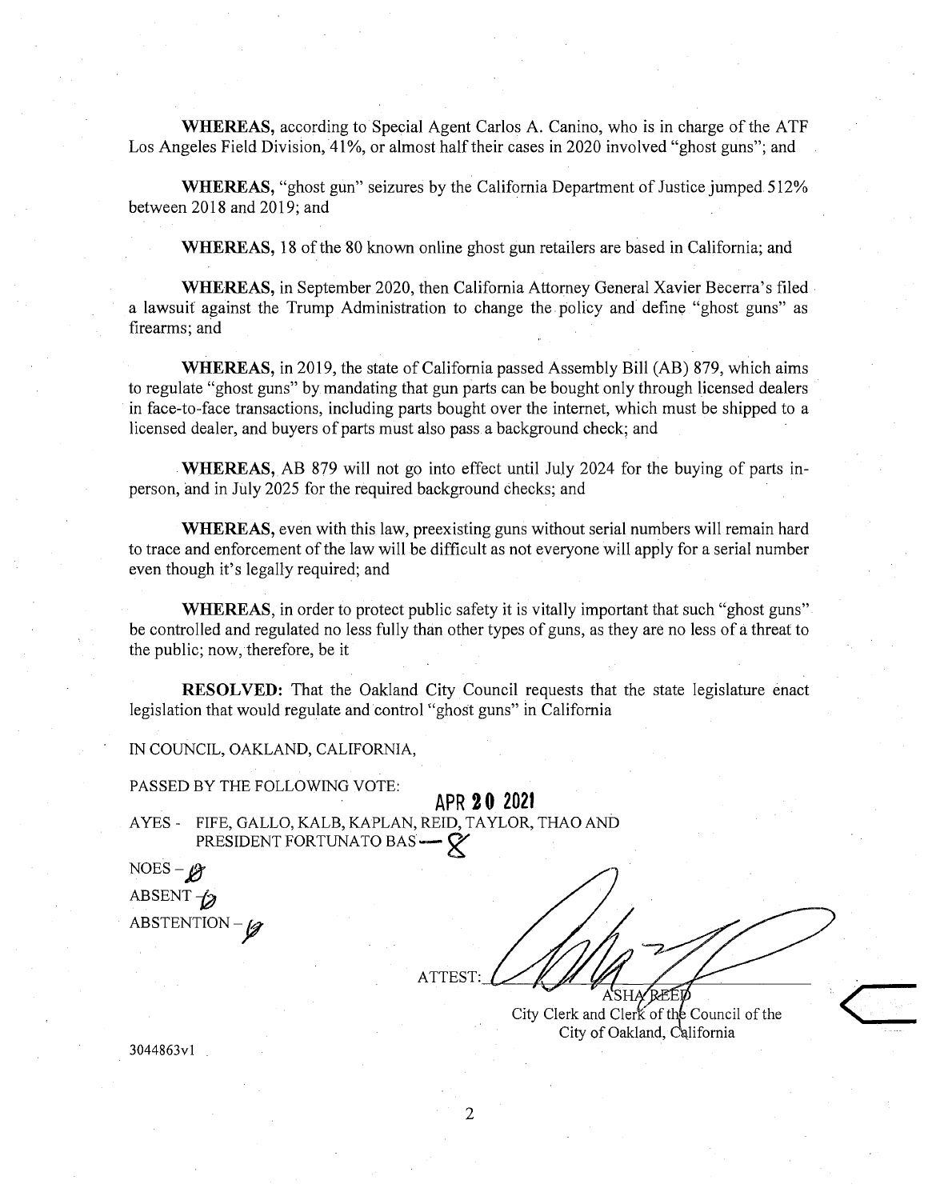**WHEREAS,** according to Special Agent Carlos A. Canino, who is in charge of the ATF Los Angeles Field Division, 41%, or almost half their cases in 2020 involved "ghost guns"; and

**WHEREAS,** "ghost gun" seizures by the California Department of Justice jumped 512% between 2018 and 2019; and

**WHEREAS,** 18 of the 80 known online ghost gun retailers are based in California; and

**WHEREAS,** in September 2020, then California Attorney General Xavier Becerra's filed a lawsuit against the Trump Administration to change the policy and define "ghost guns" as firearms; and

**WHEREAS,** in 2019, the state of California passed Assembly Bill (AB) 879, which aims to regulate "ghost guns" by mandating that gun parts can be bought only through licensed dealers in face-to-face transactions, including parts bought over the internet, which must be shipped to a licensed dealer, and buyers of parts must also pass a background check; and

**WHEREAS,** AB 879 will not go into effect until July 2024 for the buying of parts in-person, and in July 2025 for the required background checks; and

**WHEREAS,** even with this law, preexisting guns without serial numbers will remain hard to trace and enforcement of the law will be difficult as not everyone will apply for a serial number even though it's legally required; and

**WHEREAS,** in order to protect public safety it is vitally important that such "ghost guns" be controlled and regulated no less fully than other types of guns, as they are no less of a threat to the public; now, therefore, be it

**RESOLVED:** That the Oakland City Council requests that the state legislature enact legislation that would regulate and control "ghost guns" in California

IN COUNCIL, OAKLAND, CALIFORNIA,

PASSED BY THE FOLLOWING VOTE: **APR 20 2021**

AYES - FIFE, GALLO, KALB, KAPLAN, REID, TAYLOR, THAO AND PRESIDENT FORTUNATO BAS — 8

NOES – 0

ABSENT – 0

ABSTENTION – 0

ATTEST: ASHA REED
City Clerk and Clerk of the Council of the City of Oakland, California

3044863v1